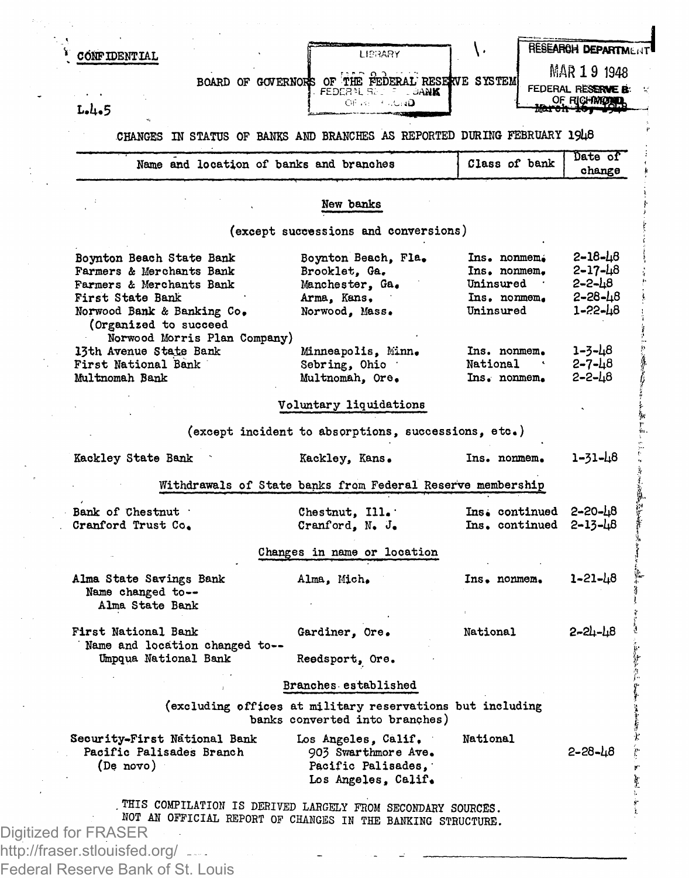CONFIDENTIAL

L.4.5

BOARD OF GOVERNORS OF THE FEDERAL RESERVE SYSTEM

LIBRARY
FEDERAL RESERVE BANK OF RICHMOND

RESEARCH DEPARTMENT
MAR 19 1948
FEDERAL RESERVE BANK OF RICHMOND

March 16, 1948

## CHANGES IN STATUS OF BANKS AND BRANCHES AS REPORTED DURING FEBRUARY 1948

| Name and location of banks and branches | | Class of bank | Date of change |
|---|---|---|---|
| **New banks** | | | |
| (except successions and conversions) | | | |
| Boynton Beach State Bank | Boynton Beach, Fla. | Ins. nonmem. | 2-18-48 |
| Farmers & Merchants Bank | Brooklet, Ga. | Ins. nonmem. | 2-17-48 |
| Farmers & Merchants Bank | Manchester, Ga. | Uninsured | 2-2-48 |
| First State Bank | Arma, Kans. | Ins. nonmem. | 2-28-48 |
| Norwood Bank & Banking Co. (Organized to succeed Norwood Morris Plan Company) | Norwood, Mass. | Uninsured | 1-22-48 |
| 13th Avenue State Bank | Minneapolis, Minn. | Ins. nonmem. | 1-3-48 |
| First National Bank | Sebring, Ohio | National | 2-7-48 |
| Multnomah Bank | Multnomah, Ore. | Ins. nonmem. | 2-2-48 |
| **Voluntary liquidations** | | | |
| (except incident to absorptions, successions, etc.) | | | |
| Kackley State Bank | Kackley, Kans. | Ins. nonmem. | 1-31-48 |
| **Withdrawals of State banks from Federal Reserve membership** | | | |
| Bank of Chestnut | Chestnut, Ill. | Ins. continued | 2-20-48 |
| Cranford Trust Co. | Cranford, N. J. | Ins. continued | 2-13-48 |
| **Changes in name or location** | | | |
| Alma State Savings Bank<br>Name changed to--<br>Alma State Bank | Alma, Mich. | Ins. nonmem. | 1-21-48 |
| First National Bank<br>Name and location changed to--<br>Umpqua National Bank | Gardiner, Ore.<br><br>Reedsport, Ore. | National | 2-24-48 |
| **Branches established** | | | |
| (excluding offices at military reservations but including banks converted into branches) | | | |
| Security-First National Bank<br>Pacific Palisades Branch<br>(De novo) | Los Angeles, Calif.<br>903 Swarthmore Ave.<br>Pacific Palisades,<br>Los Angeles, Calif. | National | 2-28-48 |

THIS COMPILATION IS DERIVED LARGELY FROM SECONDARY SOURCES.
NOT AN OFFICIAL REPORT OF CHANGES IN THE BANKING STRUCTURE.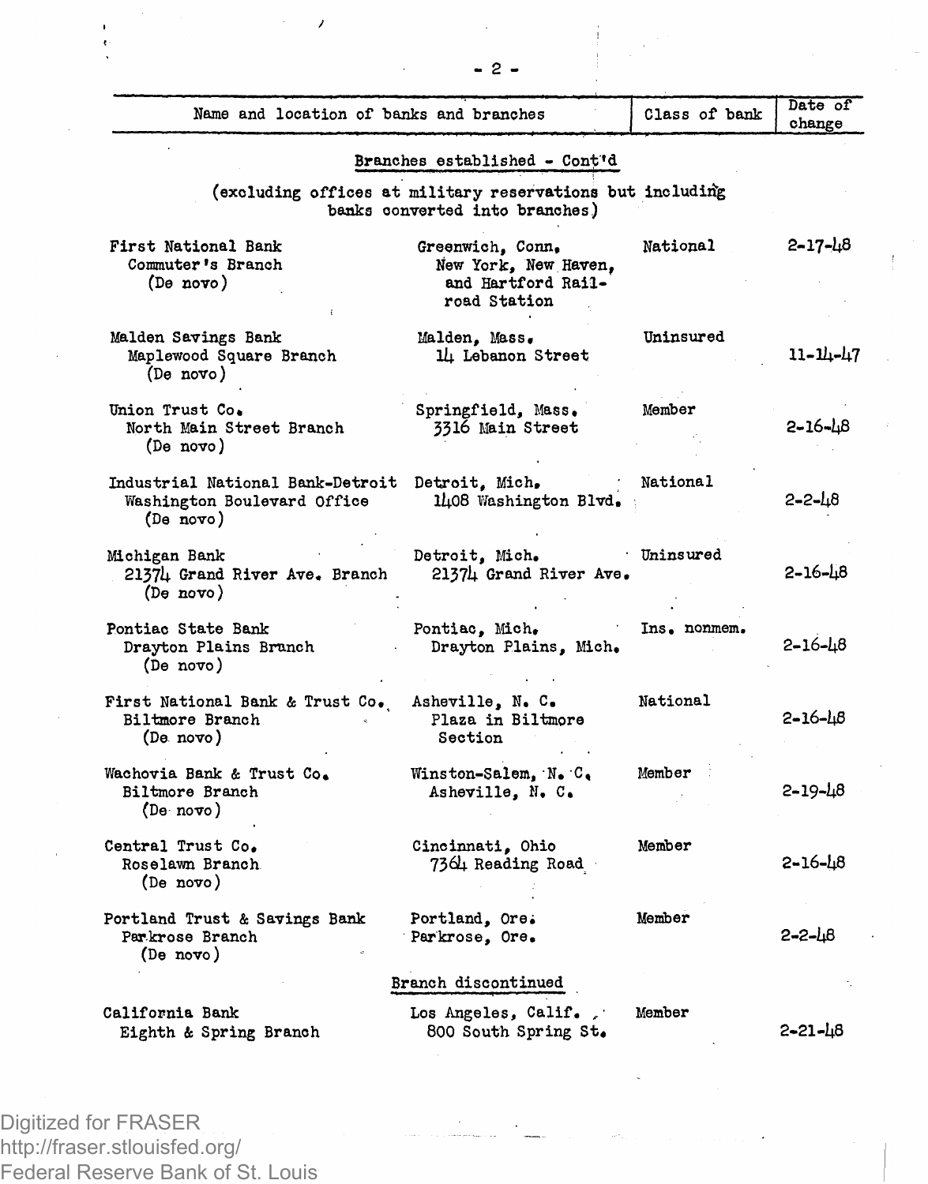| Name and location of banks and branches | | Class of bank | Date of change |
|---|---|---|---|
| | **Branches established - Cont'd** | | |
| | (excluding offices at military reservations but including banks converted into branches) | | |
| First National Bank<br>Commuter's Branch<br>(De novo) | Greenwich, Conn.<br>New York, New Haven, and Hartford Railroad Station | National | 2-17-48 |
| Malden Savings Bank<br>Maplewood Square Branch<br>(De novo) | Malden, Mass.<br>14 Lebanon Street | Uninsured | 11-14-47 |
| Union Trust Co.<br>North Main Street Branch<br>(De novo) | Springfield, Mass.<br>3316 Main Street | Member | 2-16-48 |
| Industrial National Bank-Detroit<br>Washington Boulevard Office<br>(De novo) | Detroit, Mich.<br>1408 Washington Blvd. | National | 2-2-48 |
| Michigan Bank<br>21374 Grand River Ave. Branch<br>(De novo) | Detroit, Mich.<br>21374 Grand River Ave. | Uninsured | 2-16-48 |
| Pontiac State Bank<br>Drayton Plains Branch<br>(De novo) | Pontiac, Mich.<br>Drayton Plains, Mich. | Ins. nonmem. | 2-16-48 |
| First National Bank & Trust Co.<br>Biltmore Branch<br>(De novo) | Asheville, N. C.<br>Plaza in Biltmore Section | National | 2-16-48 |
| Wachovia Bank & Trust Co.<br>Biltmore Branch<br>(De novo) | Winston-Salem, N. C.<br>Asheville, N. C. | Member | 2-19-48 |
| Central Trust Co.<br>Roselawn Branch<br>(De novo) | Cincinnati, Ohio<br>7364 Reading Road | Member | 2-16-48 |
| Portland Trust & Savings Bank<br>Parkrose Branch<br>(De novo) | Portland, Ore.<br>Parkrose, Ore. | Member | 2-2-48 |
| | **Branch discontinued** | | |
| California Bank<br>Eighth & Spring Branch | Los Angeles, Calif.<br>800 South Spring St. | Member | 2-21-48 |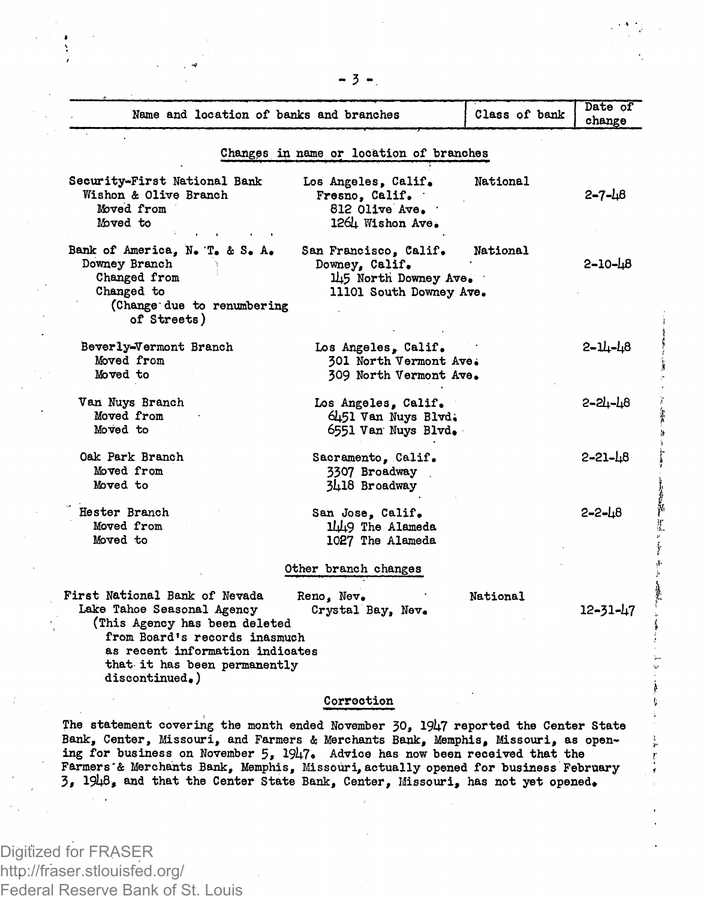| Name and location of banks and branches | | Class of bank | Date of change |
|---|---|---|---|
| **Changes in name or location of branches** | | | |
| Security-First National Bank | Los Angeles, Calif. | National | |
| Wishon & Olive Branch | Fresno, Calif. | | 2-7-48 |
| Moved from | 812 Olive Ave. | | |
| Moved to | 1264 Wishon Ave. | | |
| Bank of America, N. T. & S. A. | San Francisco, Calif. | National | |
| Downey Branch | Downey, Calif. | | 2-10-48 |
| Changed from | 145 North Downey Ave. | | |
| Changed to | 11101 South Downey Ave. | | |
| (Change due to renumbering of Streets) | | | |
| Beverly-Vermont Branch | Los Angeles, Calif. | | 2-14-48 |
| Moved from | 301 North Vermont Ave. | | |
| Moved to | 309 North Vermont Ave. | | |
| Van Nuys Branch | Los Angeles, Calif. | | 2-24-48 |
| Moved from | 6451 Van Nuys Blvd. | | |
| Moved to | 6551 Van Nuys Blvd. | | |
| Oak Park Branch | Sacramento, Calif. | | 2-21-48 |
| Moved from | 3307 Broadway | | |
| Moved to | 3418 Broadway | | |
| Hester Branch | San Jose, Calif. | | 2-2-48 |
| Moved from | 1449 The Alameda | | |
| Moved to | 1027 The Alameda | | |
| **Other branch changes** | | | |
| First National Bank of Nevada | Reno, Nev. | National | |
| Lake Tahoe Seasonal Agency | Crystal Bay, Nev. | | 12-31-47 |
| (This Agency has been deleted from Board's records inasmuch as recent information indicates that it has been permanently discontinued.) | | | |

## Correction

The statement covering the month ended November 30, 1947 reported the Center State Bank, Center, Missouri, and Farmers & Merchants Bank, Memphis, Missouri, as opening for business on November 5, 1947. Advice has now been received that the Farmers & Merchants Bank, Memphis, Missouri, actually opened for business February 3, 1948, and that the Center State Bank, Center, Missouri, has not yet opened.